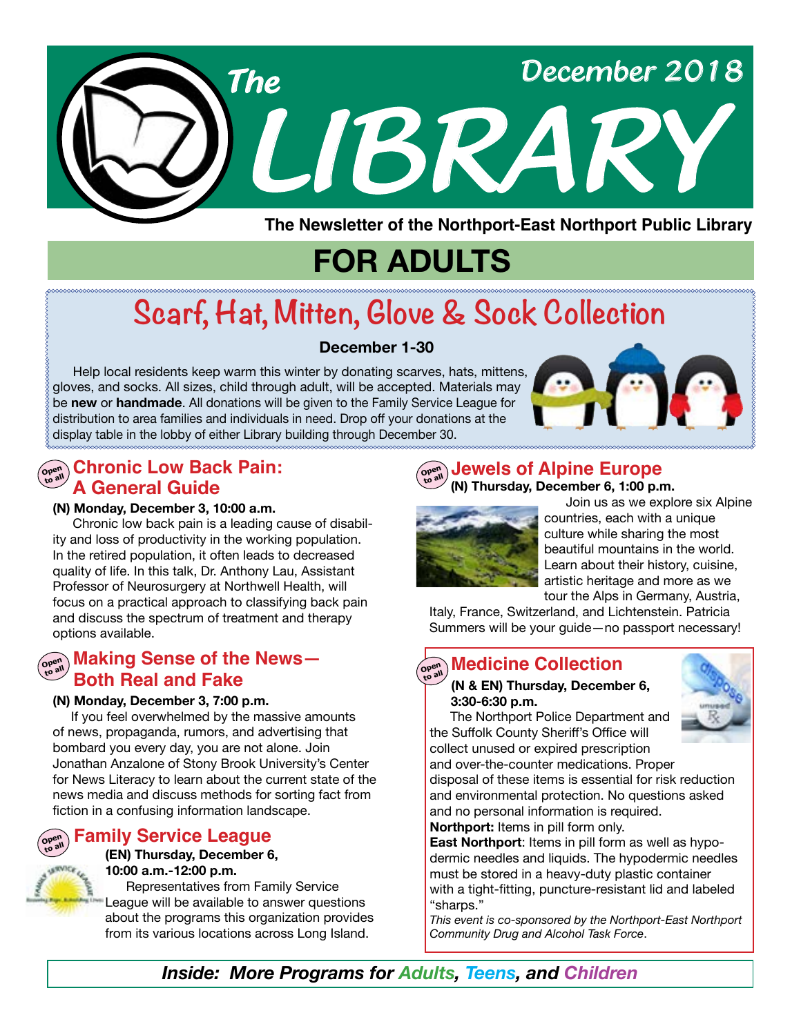# The LIBRARY

December 2018

**The Newsletter of the Northport-East Northport Public Library**

# FOR ADULTS

## Scarf, Hat, Mitten, Glove & Sock Collection

**December 1-30**

Help local residents keep warm this winter by donating scarves, hats, mittens, gloves, and socks. All sizes, child through adult, will be accepted. Materials may be **new** or **handmade**. All donations will be given to the Family Service League for distribution to area families and individuals in need. Drop off your donations at the display table in the lobby of either Library building through December 30.

### Chronic Low Back Pain: A General Guide

Open to all

**(N) Monday, December 3, 10:00 a.m.**

Chronic low back pain is a leading cause of disability and loss of productivity in the working population. In the retired population, it often leads to decreased quality of life. In this talk, Dr. Anthony Lau, Assistant Professor of Neurosurgery at Northwell Health, will focus on a practical approach to classifying back pain and discuss the spectrum of treatment and therapy options available.

### Making Sense of the News—Both Real and Fake

Open to all

**(N) Monday, December 3, 7:00 p.m.**

If you feel overwhelmed by the massive amounts of news, propaganda, rumors, and advertising that bombard you every day, you are not alone. Join Jonathan Anzalone of Stony Brook University's Center for News Literacy to learn about the current state of the news media and discuss methods for sorting fact from fiction in a confusing information landscape.

### Family Service League

Open to all

**(EN) Thursday, December 6, 10:00 a.m.-12:00 p.m.**

Representatives from Family Service League will be available to answer questions about the programs this organization provides from its various locations across Long Island.

### Jewels of Alpine Europe

Open to all

**(N) Thursday, December 6, 1:00 p.m.**

Join us as we explore six Alpine countries, each with a unique culture while sharing the most beautiful mountains in the world. Learn about their history, cuisine, artistic heritage and more as we tour the Alps in Germany, Austria, Italy, France, Switzerland, and Lichtenstein. Patricia Summers will be your guide—no passport necessary!

### Medicine Collection

Open to all

**(N & EN) Thursday, December 6, 3:30-6:30 p.m.**

The Northport Police Department and the Suffolk County Sheriff's Office will collect unused or expired prescription and over-the-counter medications. Proper disposal of these items is essential for risk reduction and environmental protection. No questions asked and no personal information is required.

**Northport:** Items in pill form only.

**East Northport**: Items in pill form as well as hypodermic needles and liquids. The hypodermic needles must be stored in a heavy-duty plastic container with a tight-fitting, puncture-resistant lid and labeled "sharps."

*This event is co-sponsored by the Northport-East Northport Community Drug and Alcohol Task Force.*

***Inside: More Programs for Adults, Teens, and Children***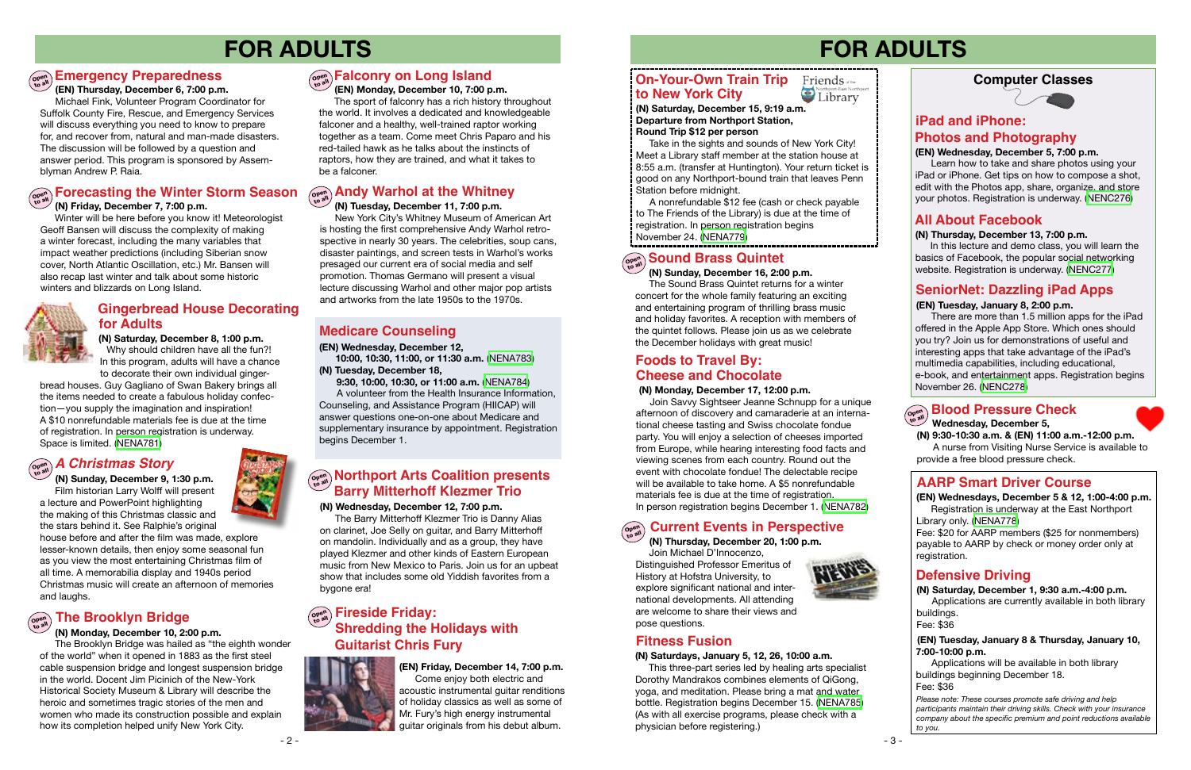# FOR ADULTS

## Emergency Preparedness

**(EN) Thursday, December 6, 7:00 p.m.**

Michael Fink, Volunteer Program Coordinator for Suffolk County Fire, Rescue, and Emergency Services will discuss everything you need to know to prepare for, and recover from, natural and man-made disasters. The discussion will be followed by a question and answer period. This program is sponsored by Assemblyman Andrew P. Raia.

## Forecasting the Winter Storm Season

**(N) Friday, December 7, 7:00 p.m.**

Winter will be here before you know it! Meteorologist Geoff Bansen will discuss the complexity of making a winter forecast, including the many variables that impact weather predictions (including Siberian snow cover, North Atlantic Oscillation, etc.) Mr. Bansen will also recap last winter and talk about some historic winters and blizzards on Long Island.

## Gingerbread House Decorating for Adults

**(N) Saturday, December 8, 1:00 p.m.**

Why should children have all the fun?! In this program, adults will have a chance to decorate their own individual gingerbread houses. Guy Gagliano of Swan Bakery brings all the items needed to create a fabulous holiday confection—you supply the imagination and inspiration! A $10 nonrefundable materials fee is due at the time of registration. In person registration is underway. Space is limited. (NENA781)

## *A Christmas Story*

**(N) Sunday, December 9, 1:30 p.m.**

Film historian Larry Wolff will present a lecture and PowerPoint highlighting the making of this Christmas classic and the stars behind it. See Ralphie's original house before and after the film was made, explore lesser-known details, then enjoy some seasonal fun as you view the most entertaining Christmas film of all time. A memorabilia display and 1940s period Christmas music will create an afternoon of memories and laughs.

## The Brooklyn Bridge

**(N) Monday, December 10, 2:00 p.m.**

The Brooklyn Bridge was hailed as "the eighth wonder of the world" when it opened in 1883 as the first steel cable suspension bridge and longest suspension bridge in the world. Docent Jim Picinich of the New-York Historical Society Museum & Library will describe the heroic and sometimes tragic stories of the men and women who made its construction possible and explain how its completion helped unify New York City.

## Falconry on Long Island

**(EN) Monday, December 10, 7:00 p.m.**

The sport of falconry has a rich history throughout the world. It involves a dedicated and knowledgeable falconer and a healthy, well-trained raptor working together as a team. Come meet Chris Paparo and his red-tailed hawk as he talks about the instincts of raptors, how they are trained, and what it takes to be a falconer.

## Andy Warhol at the Whitney

**(N) Tuesday, December 11, 7:00 p.m.**

New York City's Whitney Museum of American Art is hosting the first comprehensive Andy Warhol retrospective in nearly 30 years. The celebrities, soup cans, disaster paintings, and screen tests in Warhol's works presaged our current era of social media and self promotion. Thomas Germano will present a visual lecture discussing Warhol and other major pop artists and artworks from the late 1950s to the 1970s.

## Medicare Counseling

**(EN) Wednesday, December 12, 10:00, 10:30, 11:00, or 11:30 a.m.** (NENA783)
**(N) Tuesday, December 18, 9:30, 10:00, 10:30, or 11:00 a.m.** (NENA784)

A volunteer from the Health Insurance Information, Counseling, and Assistance Program (HIICAP) will answer questions one-on-one about Medicare and supplementary insurance by appointment. Registration begins December 1.

## Northport Arts Coalition presents Barry Mitterhoff Klezmer Trio

**(N) Wednesday, December 12, 7:00 p.m.**

The Barry Mitterhoff Klezmer Trio is Danny Alias on clarinet, Joe Selly on guitar, and Barry Mitterhoff on mandolin. Individually and as a group, they have played Klezmer and other kinds of Eastern European music from New Mexico to Paris. Join us for an upbeat show that includes some old Yiddish favorites from a bygone era!

## Fireside Friday: Shredding the Holidays with Guitarist Chris Fury

**(EN) Friday, December 14, 7:00 p.m.**

Come enjoy both electric and acoustic instrumental guitar renditions of holiday classics as well as some of Mr. Fury's high energy instrumental guitar originals from his debut album.

## On-Your-Own Train Trip to New York City

Friends of the Northport-East Northport Library

**(N) Saturday, December 15, 9:19 a.m.**
**Departure from Northport Station,**
**Round Trip $12 per person**

Take in the sights and sounds of New York City! Meet a Library staff member at the station house at 8:55 a.m. (transfer at Huntington). Your return ticket is good on any Northport-bound train that leaves Penn Station before midnight.

A nonrefundable $12 fee (cash or check payable to The Friends of the Library) is due at the time of registration. In person registration begins November 24. (NENA779)

## Sound Brass Quintet

**(N) Sunday, December 16, 2:00 p.m.**

The Sound Brass Quintet returns for a winter concert for the whole family featuring an exciting and entertaining program of thrilling brass music and holiday favorites. A reception with members of the quintet follows. Please join us as we celebrate the December holidays with great music!

## Foods to Travel By: Cheese and Chocolate

**(N) Monday, December 17, 12:00 p.m.**

Join Savvy Sightseer Jeanne Schnupp for a unique afternoon of discovery and camaraderie at an international cheese tasting and Swiss chocolate fondue party. You will enjoy a selection of cheeses imported from Europe, while hearing interesting food facts and viewing scenes from each country. Round out the event with chocolate fondue! The delectable recipe will be available to take home. A $5 nonrefundable materials fee is due at the time of registration. In person registration begins December 1. (NENA782)

## Current Events in Perspective

**(N) Thursday, December 20, 1:00 p.m.**

Join Michael D'Innocenzo, Distinguished Professor Emeritus of History at Hofstra University, to explore significant national and international developments. All attending are welcome to share their views and pose questions.

## Fitness Fusion

**(N) Saturdays, January 5, 12, 26, 10:00 a.m.**

This three-part series led by healing arts specialist Dorothy Mandrakos combines elements of QiGong, yoga, and meditation. Please bring a mat and water bottle. Registration begins December 15. (NENA785) (As with all exercise programs, please check with a physician before registering.)

## Computer Classes

### iPad and iPhone: Photos and Photography

**(EN) Wednesday, December 5, 7:00 p.m.**

Learn how to take and share photos using your iPad or iPhone. Get tips on how to compose a shot, edit with the Photos app, share, organize, and store your photos. Registration is underway. (NENC276)

### All About Facebook

**(N) Thursday, December 13, 7:00 p.m.**

In this lecture and demo class, you will learn the basics of Facebook, the popular social networking website. Registration is underway. (NENC277)

### SeniorNet: Dazzling iPad Apps

**(EN) Tuesday, January 8, 2:00 p.m.**

There are more than 1.5 million apps for the iPad offered in the Apple App Store. Which ones should you try? Join us for demonstrations of useful and interesting apps that take advantage of the iPad's multimedia capabilities, including educational, e-book, and entertainment apps. Registration begins November 26. (NENC278)

## Blood Pressure Check

**Wednesday, December 5,**
**(N) 9:30-10:30 a.m. & (EN) 11:00 a.m.-12:00 p.m.**

A nurse from Visiting Nurse Service is available to provide a free blood pressure check.

## AARP Smart Driver Course

**(EN) Wednesdays, December 5 & 12, 1:00-4:00 p.m.**

Registration is underway at the East Northport Library only. (NENA778)

Fee: $20 for AARP members ($25 for nonmembers) payable to AARP by check or money order only at registration.

## Defensive Driving

**(N) Saturday, December 1, 9:30 a.m.-4:00 p.m.**

Applications are currently available in both library buildings.

Fee: $36

**(EN) Tuesday, January 8 & Thursday, January 10, 7:00-10:00 p.m.**

Applications will be available in both library buildings beginning December 18.

Fee: $36

*Please note: These courses promote safe driving and help participants maintain their driving skills. Check with your insurance company about the specific premium and point reductions available to you.*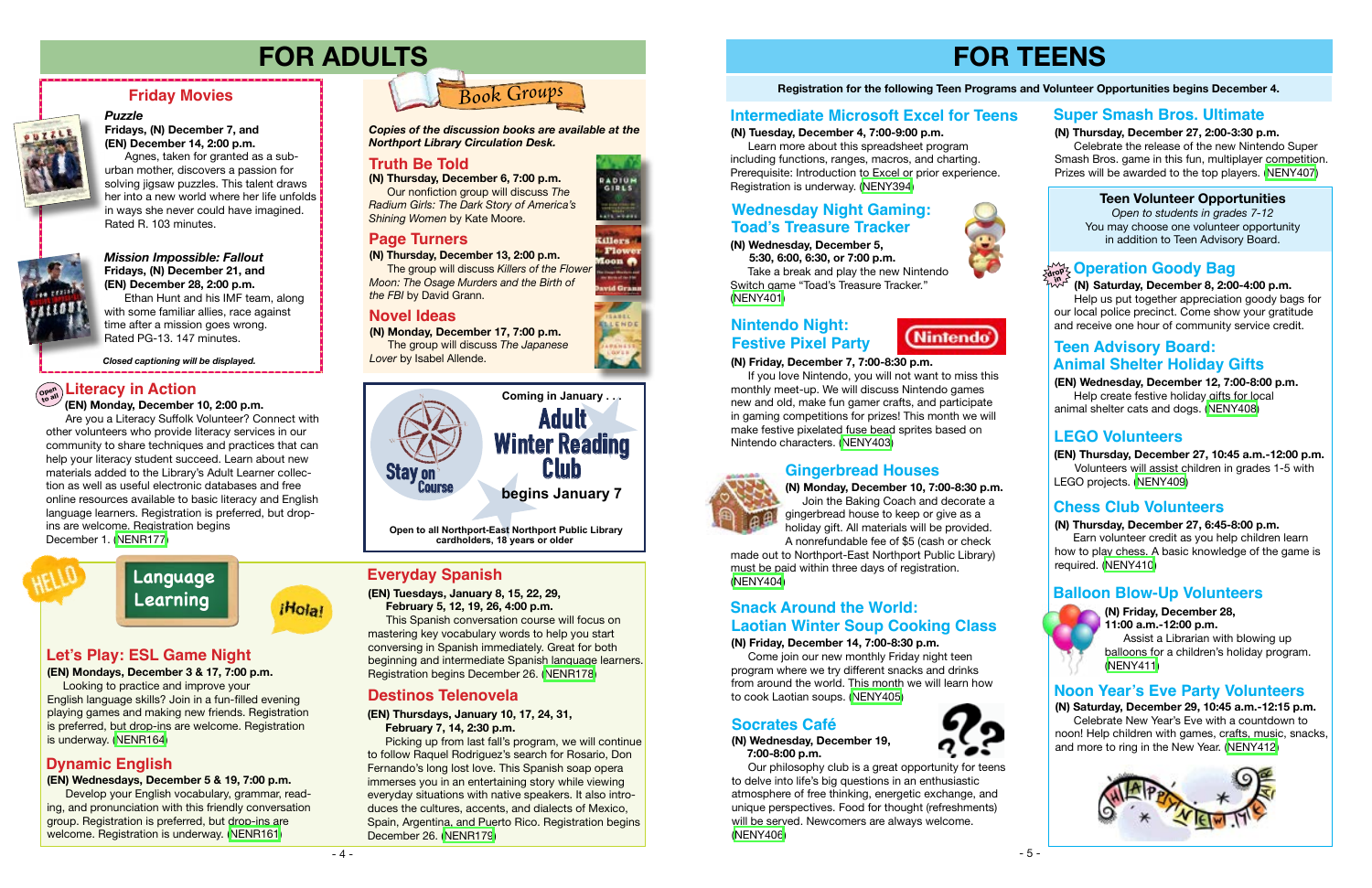# FOR ADULTS

## Friday Movies

***Puzzle***

**Fridays, (N) December 7, and (EN) December 14, 2:00 p.m.**

Agnes, taken for granted as a suburban mother, discovers a passion for solving jigsaw puzzles. This talent draws her into a new world where her life unfolds in ways she never could have imagined. Rated R. 103 minutes.

***Mission Impossible: Fallout***

**Fridays, (N) December 21, and (EN) December 28, 2:00 p.m.**

Ethan Hunt and his IMF team, along with some familiar allies, race against time after a mission goes wrong. Rated PG-13. 147 minutes.

***Closed captioning will be displayed.***

## Literacy in Action

Open to all

**(EN) Monday, December 10, 2:00 p.m.**

Are you a Literacy Suffolk Volunteer? Connect with other volunteers who provide literacy services in our community to share techniques and practices that can help your literacy student succeed. Learn about new materials added to the Library's Adult Learner collection as well as useful electronic databases and free online resources available to basic literacy and English language learners. Registration is preferred, but drop-ins are welcome. Registration begins December 1. (NENR177)

## Book Groups

***Copies of the discussion books are available at the Northport Library Circulation Desk.***

### Truth Be Told

**(N) Thursday, December 6, 7:00 p.m.**

Our nonfiction group will discuss *The Radium Girls: The Dark Story of America's Shining Women* by Kate Moore.

### Page Turners

**(N) Thursday, December 13, 2:00 p.m.**

The group will discuss *Killers of the Flower Moon: The Osage Murders and the Birth of the FBI* by David Grann.

### Novel Ideas

**(N) Monday, December 17, 7:00 p.m.**

The group will discuss *The Japanese Lover* by Isabel Allende.

Coming in January . . .

**Stay on Course**

**Adult Winter Reading Club**

**begins January 7**

**Open to all Northport-East Northport Public Library cardholders, 18 years or older**

## Language Learning

### Let's Play: ESL Game Night

**(EN) Mondays, December 3 & 17, 7:00 p.m.**

Looking to practice and improve your English language skills? Join in a fun-filled evening playing games and making new friends. Registration is preferred, but drop-ins are welcome. Registration is underway. (NENR164)

### Dynamic English

**(EN) Wednesdays, December 5 & 19, 7:00 p.m.**

Develop your English vocabulary, grammar, reading, and pronunciation with this friendly conversation group. Registration is preferred, but drop-ins are welcome. Registration is underway. (NENR161)

### Everyday Spanish

**(EN) Tuesdays, January 8, 15, 22, 29, February 5, 12, 19, 26, 4:00 p.m.**

This Spanish conversation course will focus on mastering key vocabulary words to help you start conversing in Spanish immediately. Great for both beginning and intermediate Spanish language learners. Registration begins December 26. (NENR178)

### Destinos Telenovela

**(EN) Thursdays, January 10, 17, 24, 31, February 7, 14, 2:30 p.m.**

Picking up from last fall's program, we will continue to follow Raquel Rodriguez's search for Rosario, Don Fernando's long lost love. This Spanish soap opera immerses you in an entertaining story while viewing everyday situations with native speakers. It also introduces the cultures, accents, and dialects of Mexico, Spain, Argentina, and Puerto Rico. Registration begins December 26. (NENR179)

# FOR TEENS

**Registration for the following Teen Programs and Volunteer Opportunities begins December 4.**

## Intermediate Microsoft Excel for Teens

**(N) Tuesday, December 4, 7:00-9:00 p.m.**

Learn more about this spreadsheet program including functions, ranges, macros, and charting. Prerequisite: Introduction to Excel or prior experience. Registration is underway. (NENY394)

## Wednesday Night Gaming: Toad's Treasure Tracker

**(N) Wednesday, December 5, 5:30, 6:00, 6:30, or 7:00 p.m.**

Take a break and play the new Nintendo Switch game "Toad's Treasure Tracker." (NENY401)

## Nintendo Night: Festive Pixel Party

**(N) Friday, December 7, 7:00-8:30 p.m.**

If you love Nintendo, you will not want to miss this monthly meet-up. We will discuss Nintendo games new and old, make fun gamer crafts, and participate in gaming competitions for prizes! This month we will make festive pixelated fuse bead sprites based on Nintendo characters. (NENY403)

## Gingerbread Houses

**(N) Monday, December 10, 7:00-8:30 p.m.**

Join the Baking Coach and decorate a gingerbread house to keep or give as a holiday gift. All materials will be provided. A nonrefundable fee of $5 (cash or check made out to Northport-East Northport Public Library) must be paid within three days of registration. (NENY404)

## Snack Around the World: Laotian Winter Soup Cooking Class

**(N) Friday, December 14, 7:00-8:30 p.m.**

Come join our new monthly Friday night teen program where we try different snacks and drinks from around the world. This month we will learn how to cook Laotian soups. (NENY405)

## Socrates Café

**(N) Wednesday, December 19, 7:00-8:00 p.m.**

Our philosophy club is a great opportunity for teens to delve into life's big questions in an enthusiastic atmosphere of free thinking, energetic exchange, and unique perspectives. Food for thought (refreshments) will be served. Newcomers are always welcome. (NENY406)

## Super Smash Bros. Ultimate

**(N) Thursday, December 27, 2:00-3:30 p.m.**

Celebrate the release of the new Nintendo Super Smash Bros. game in this fun, multiplayer competition. Prizes will be awarded to the top players. (NENY407)

## Teen Volunteer Opportunities

*Open to students in grades 7-12*

You may choose one volunteer opportunity in addition to Teen Advisory Board.

### Operation Goody Bag

drop in

**(N) Saturday, December 8, 2:00-4:00 p.m.**

Help us put together appreciation goody bags for our local police precinct. Come show your gratitude and receive one hour of community service credit.

### Teen Advisory Board: Animal Shelter Holiday Gifts

**(EN) Wednesday, December 12, 7:00-8:00 p.m.**

Help create festive holiday gifts for local animal shelter cats and dogs. (NENY408)

### LEGO Volunteers

**(EN) Thursday, December 27, 10:45 a.m.-12:00 p.m.**

Volunteers will assist children in grades 1-5 with LEGO projects. (NENY409)

### Chess Club Volunteers

**(N) Thursday, December 27, 6:45-8:00 p.m.**

Earn volunteer credit as you help children learn how to play chess. A basic knowledge of the game is required. (NENY410)

### Balloon Blow-Up Volunteers

**(N) Friday, December 28, 11:00 a.m.-12:00 p.m.**

Assist a Librarian with blowing up balloons for a children's holiday program. (NENY411)

### Noon Year's Eve Party Volunteers

**(N) Saturday, December 29, 10:45 a.m.-12:15 p.m.**

Celebrate New Year's Eve with a countdown to noon! Help children with games, crafts, music, snacks, and more to ring in the New Year. (NENY412)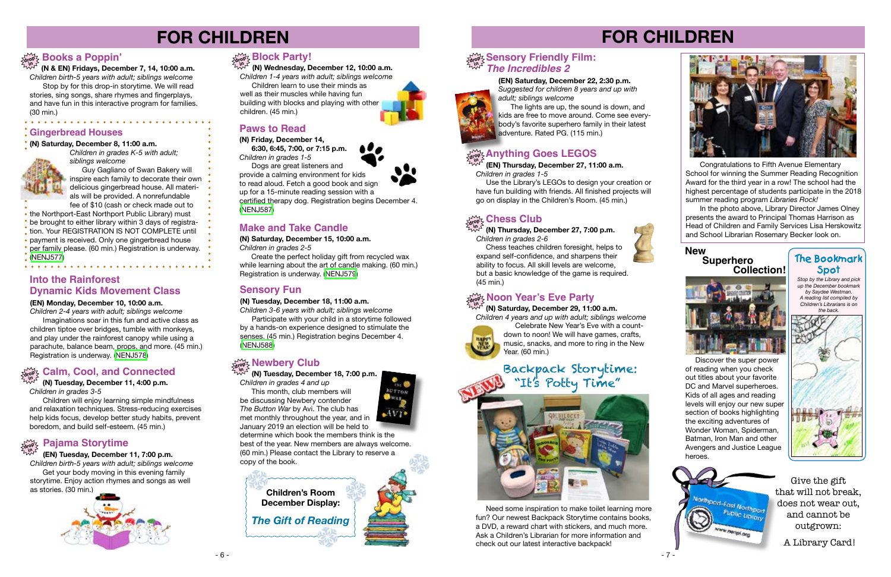# FOR CHILDREN

## Books a Poppin'

**(N & EN) Fridays, December 7, 14, 10:00 a.m.**

*Children birth-5 years with adult; siblings welcome*

Stop by for this drop-in storytime. We will read stories, sing songs, share rhymes and fingerplays, and have fun in this interactive program for families. (30 min.)

## Gingerbread Houses

**(N) Saturday, December 8, 11:00 a.m.**

*Children in grades K-5 with adult; siblings welcome*

Guy Gagliano of Swan Bakery will inspire each family to decorate their own delicious gingerbread house. All materials will be provided. A nonrefundable fee of $10 (cash or check made out to the Northport-East Northport Public Library) must be brought to either library within 3 days of registration. Your REGISTRATION IS NOT COMPLETE until payment is received. Only one gingerbread house per family please. (60 min.) Registration is underway. (NENJ577)

## Into the Rainforest Dynamic Kids Movement Class

**(EN) Monday, December 10, 10:00 a.m.**

*Children 2-4 years with adult; siblings welcome*

Imaginations soar in this fun and active class as children tiptoe over bridges, tumble with monkeys, and play under the rainforest canopy while using a parachute, balance beam, props, and more. (45 min.) Registration is underway. (NENJ578)

## Calm, Cool, and Connected

**(N) Tuesday, December 11, 4:00 p.m.**

*Children in grades 3-5*

Children will enjoy learning simple mindfulness and relaxation techniques. Stress-reducing exercises help kids focus, develop better study habits, prevent boredom, and build self-esteem. (45 min.)

## Pajama Storytime

**(EN) Tuesday, December 11, 7:00 p.m.**

*Children birth-5 years with adult; siblings welcome*

Get your body moving in this evening family storytime. Enjoy action rhymes and songs as well as stories. (30 min.)

## Block Party!

**(N) Wednesday, December 12, 10:00 a.m.**

*Children 1-4 years with adult; siblings welcome*

Children learn to use their minds as well as their muscles while having fun building with blocks and playing with other children. (45 min.)

## Paws to Read

**(N) Friday, December 14, 6:30, 6:45, 7:00, or 7:15 p.m.**

*Children in grades 1-5*

Dogs are great listeners and provide a calming environment for kids to read aloud. Fetch a good book and sign up for a 15-minute reading session with a certified therapy dog. Registration begins December 4. (NENJ587)

## Make and Take Candle

**(N) Saturday, December 15, 10:00 a.m.**

*Children in grades 2-5*

Create the perfect holiday gift from recycled wax while learning about the art of candle making. (60 min.) Registration is underway. (NENJ579)

## Sensory Fun

**(N) Tuesday, December 18, 11:00 a.m.**

*Children 3-6 years with adult; siblings welcome*

Participate with your child in a storytime followed by a hands-on experience designed to stimulate the senses. (45 min.) Registration begins December 4. (NENJ588)

## Newbery Club

**(N) Tuesday, December 18, 7:00 p.m.**

*Children in grades 4 and up*

This month, club members will be discussing Newbery contender *The Button War* by Avi. The club has met monthly throughout the year, and in January 2019 an election will be held to determine which book the members think is the best of the year. New members are always welcome. (60 min.) Please contact the Library to reserve a copy of the book.

**Children's Room December Display:**

***The Gift of Reading***

# FOR CHILDREN

## Sensory Friendly Film: *The Incredibles 2*

**(EN) Saturday, December 22, 2:30 p.m.**

*Suggested for children 8 years and up with adult; siblings welcome*

The lights are up, the sound is down, and kids are free to move around. Come see everybody's favorite superhero family in their latest adventure. Rated PG. (115 min.)

## Anything Goes LEGOS

**(EN) Thursday, December 27, 11:00 a.m.**

*Children in grades 1-5*

Use the Library's LEGOs to design your creation or have fun building with friends. All finished projects will go on display in the Children's Room. (45 min.)

## Chess Club

**(N) Thursday, December 27, 7:00 p.m.**

*Children in grades 2-6*

Chess teaches children foresight, helps to expand self-confidence, and sharpens their ability to focus. All skill levels are welcome, but a basic knowledge of the game is required. (45 min.)

## Noon Year's Eve Party

**(N) Saturday, December 29, 11:00 a.m.**

*Children 4 years and up with adult; siblings welcome*

Celebrate New Year's Eve with a count-down to noon! We will have games, crafts, music, snacks, and more to ring in the New Year. (60 min.)

## NEW! Backpack Storytime: "It's Potty Time"

Need some inspiration to make toilet learning more fun? Our newest Backpack Storytime contains books, a DVD, a reward chart with stickers, and much more. Ask a Children's Librarian for more information and check out our latest interactive backpack!

Congratulations to Fifth Avenue Elementary School for winning the Summer Reading Recognition Award for the third year in a row! The school had the highest percentage of students participate in the 2018 summer reading program *Libraries Rock!*

In the photo above, Library Director James Olney presents the award to Principal Thomas Harrison as Head of Children and Family Services Lisa Herskowitz and School Librarian Rosemary Becker look on.

## New Superhero Collection!

Discover the super power of reading when you check out titles about your favorite DC and Marvel superheroes. Kids of all ages and reading levels will enjoy our new super section of books highlighting the exciting adventures of Wonder Woman, Spiderman, Batman, Iron Man and other Avengers and Justice League heroes.

## The Bookmark Spot

*Stop by the Library and pick up the December bookmark by Saydee Westman. A reading list compiled by Children's Librarians is on the back.*

Give the gift that will not break, does not wear out, and cannot be outgrown:

A Library Card!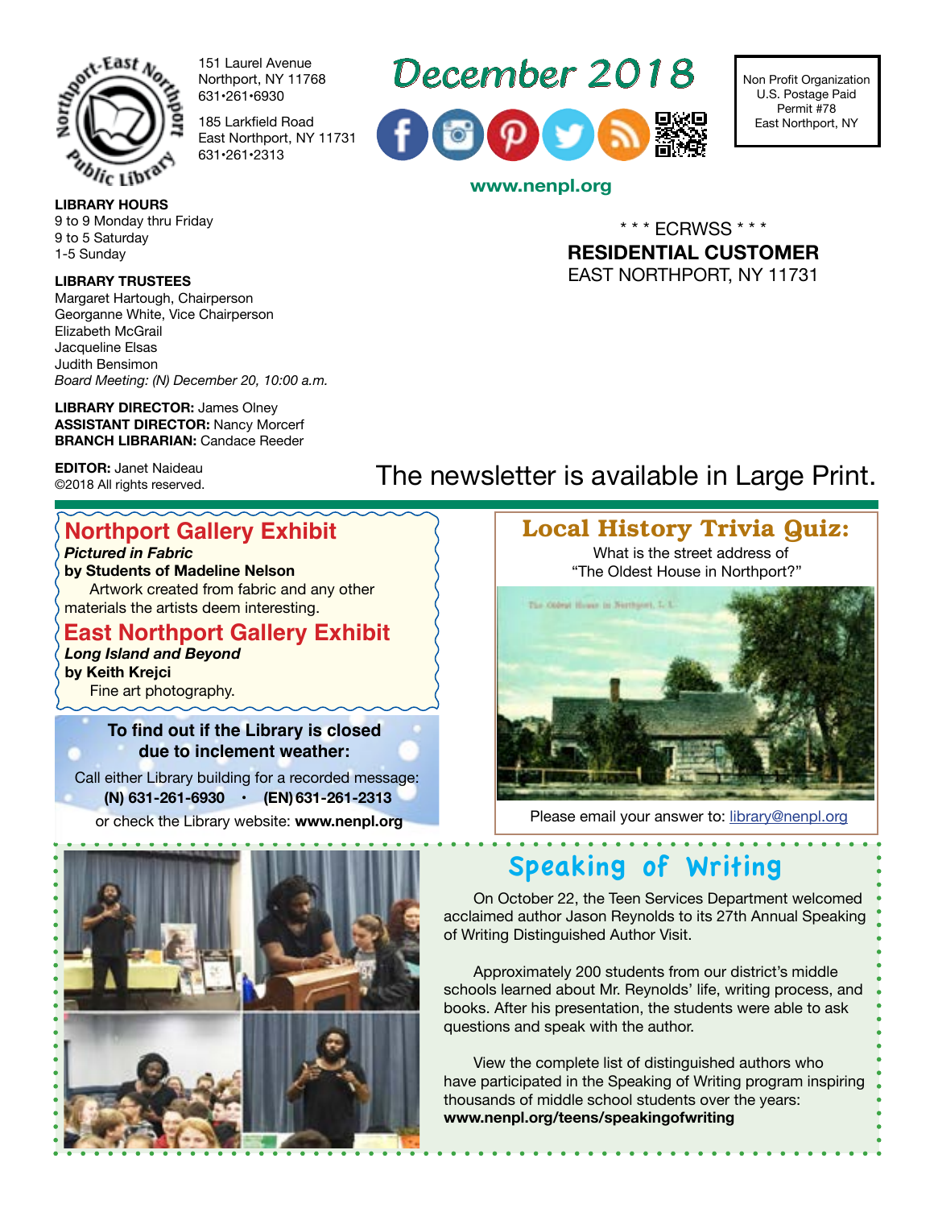151 Laurel Avenue
Northport, NY 11768
631•261•6930

185 Larkfield Road
East Northport, NY 11731
631•261•2313

# December 2018

**www.nenpl.org**

Non Profit Organization
U.S. Postage Paid
Permit #78
East Northport, NY

\* \* \* ECRWSS \* \* \*
**RESIDENTIAL CUSTOMER**
EAST NORTHPORT, NY 11731

**LIBRARY HOURS**
9 to 9 Monday thru Friday
9 to 5 Saturday
1-5 Sunday

**LIBRARY TRUSTEES**
Margaret Hartough, Chairperson
Georganne White, Vice Chairperson
Elizabeth McGrail
Jacqueline Elsas
Judith Bensimon
*Board Meeting: (N) December 20, 10:00 a.m.*

**LIBRARY DIRECTOR:** James Olney
**ASSISTANT DIRECTOR:** Nancy Morcerf
**BRANCH LIBRARIAN:** Candace Reeder

**EDITOR:** Janet Naideau
©2018 All rights reserved.

The newsletter is available in Large Print.

## Northport Gallery Exhibit

***Pictured in Fabric***
**by Students of Madeline Nelson**
Artwork created from fabric and any other materials the artists deem interesting.

## East Northport Gallery Exhibit

***Long Island and Beyond***
**by Keith Krejci**
Fine art photography.

**To find out if the Library is closed due to inclement weather:**

Call either Library building for a recorded message:
**(N) 631-261-6930 • (EN) 631-261-2313**
or check the Library website: **www.nenpl.org**

## Local History Trivia Quiz:

What is the street address of "The Oldest House in Northport?"

Please email your answer to: library@nenpl.org

## Speaking of Writing

On October 22, the Teen Services Department welcomed acclaimed author Jason Reynolds to its 27th Annual Speaking of Writing Distinguished Author Visit.

Approximately 200 students from our district's middle schools learned about Mr. Reynolds' life, writing process, and books. After his presentation, the students were able to ask questions and speak with the author.

View the complete list of distinguished authors who have participated in the Speaking of Writing program inspiring thousands of middle school students over the years:
**www.nenpl.org/teens/speakingofwriting**